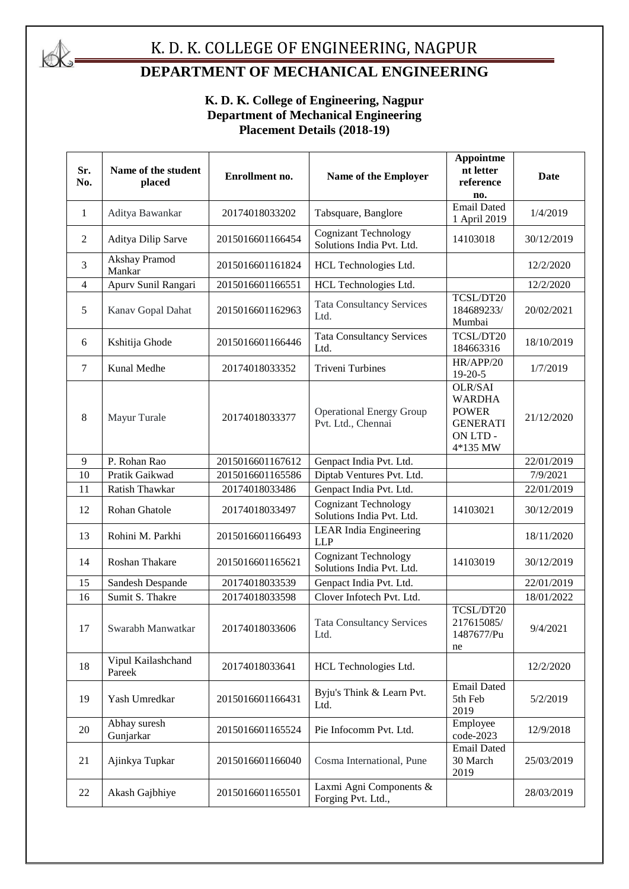# K. D. K. COLLEGE OF ENGINEERING, NAGPUR

## DEPARTMENT OF MECHANICAL ENGINEERING

**K. D. K. College of Engineering, Nagpur**
**Department of Mechanical Engineering**
**Placement Details (2018-19)**

| Sr. No. | Name of the student placed | Enrollment no. | Name of the Employer | Appointment letter reference no. | Date |
|---|---|---|---|---|---|
| 1 | Aditya Bawankar | 20174018033202 | Tabsquare, Banglore | Email Dated 1 April 2019 | 1/4/2019 |
| 2 | Aditya Dilip Sarve | 2015016601166454 | Cognizant Technology Solutions India Pvt. Ltd. | 14103018 | 30/12/2019 |
| 3 | Akshay Pramod Mankar | 2015016601161824 | HCL Technologies Ltd. | | 12/2/2020 |
| 4 | Apurv Sunil Rangari | 2015016601166551 | HCL Technologies Ltd. | | 12/2/2020 |
| 5 | Kanav Gopal Dahat | 2015016601162963 | Tata Consultancy Services Ltd. | TCSL/DT20 184689233/ Mumbai | 20/02/2021 |
| 6 | Kshitija Ghode | 2015016601166446 | Tata Consultancy Services Ltd. | TCSL/DT20 184663316 | 18/10/2019 |
| 7 | Kunal Medhe | 20174018033352 | Triveni Turbines | HR/APP/20 19-20-5 | 1/7/2019 |
| 8 | Mayur Turale | 20174018033377 | Operational Energy Group Pvt. Ltd., Chennai | OLR/SAI WARDHA POWER GENERATI ON LTD - 4*135 MW | 21/12/2020 |
| 9 | P. Rohan Rao | 2015016601167612 | Genpact India Pvt. Ltd. | | 22/01/2019 |
| 10 | Pratik Gaikwad | 2015016601165586 | Diptab Ventures Pvt. Ltd. | | 7/9/2021 |
| 11 | Ratish Thawkar | 20174018033486 | Genpact India Pvt. Ltd. | | 22/01/2019 |
| 12 | Rohan Ghatole | 20174018033497 | Cognizant Technology Solutions India Pvt. Ltd. | 14103021 | 30/12/2019 |
| 13 | Rohini M. Parkhi | 2015016601166493 | LEAR India Engineering LLP | | 18/11/2020 |
| 14 | Roshan Thakare | 2015016601165621 | Cognizant Technology Solutions India Pvt. Ltd. | 14103019 | 30/12/2019 |
| 15 | Sandesh Despande | 20174018033539 | Genpact India Pvt. Ltd. | | 22/01/2019 |
| 16 | Sumit S. Thakre | 20174018033598 | Clover Infotech Pvt. Ltd. | | 18/01/2022 |
| 17 | Swarabh Manwatkar | 20174018033606 | Tata Consultancy Services Ltd. | TCSL/DT20 217615085/ 1487677/Pune | 9/4/2021 |
| 18 | Vipul Kailashchand Pareek | 20174018033641 | HCL Technologies Ltd. | | 12/2/2020 |
| 19 | Yash Umredkar | 2015016601166431 | Byju's Think & Learn Pvt. Ltd. | Email Dated 5th Feb 2019 | 5/2/2019 |
| 20 | Abhay suresh Gunjarkar | 2015016601165524 | Pie Infocomm Pvt. Ltd. | Employee code-2023 | 12/9/2018 |
| 21 | Ajinkya Tupkar | 2015016601166040 | Cosma International, Pune | Email Dated 30 March 2019 | 25/03/2019 |
| 22 | Akash Gajbhiye | 2015016601165501 | Laxmi Agni Components & Forging Pvt. Ltd., | | 28/03/2019 |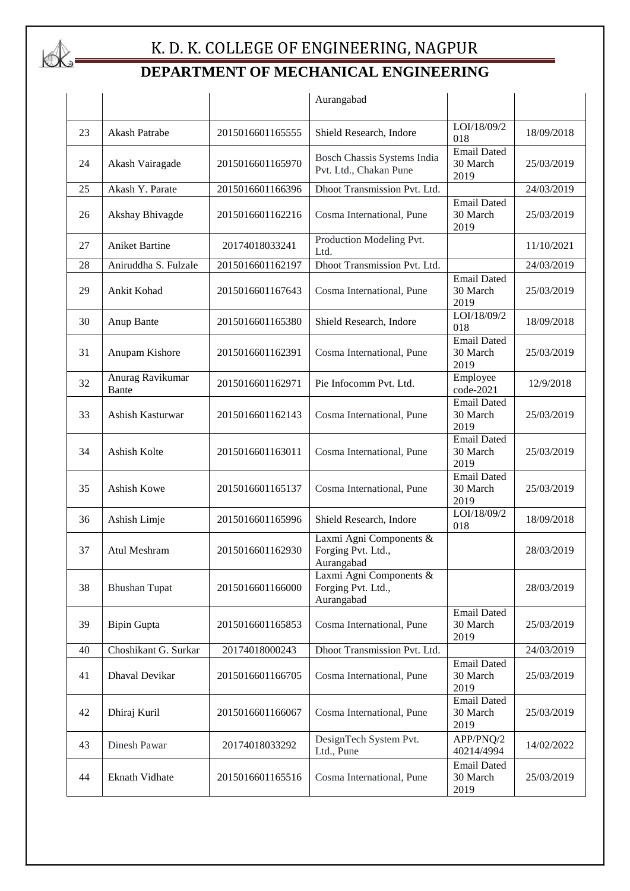# K. D. K. COLLEGE OF ENGINEERING, NAGPUR

## DEPARTMENT OF MECHANICAL ENGINEERING

| | | | | | |
|---|---|---|---|---|---|
| | | | Aurangabad | | |
| 23 | Akash Patrabe | 2015016601165555 | Shield Research, Indore | LOI/18/09/2018 | 18/09/2018 |
| 24 | Akash Vairagade | 2015016601165970 | Bosch Chassis Systems India Pvt. Ltd., Chakan Pune | Email Dated 30 March 2019 | 25/03/2019 |
| 25 | Akash Y. Parate | 2015016601166396 | Dhoot Transmission Pvt. Ltd. | | 24/03/2019 |
| 26 | Akshay Bhivagde | 2015016601162216 | Cosma International, Pune | Email Dated 30 March 2019 | 25/03/2019 |
| 27 | Aniket Bartine | 20174018033241 | Production Modeling Pvt. Ltd. | | 11/10/2021 |
| 28 | Aniruddha S. Fulzale | 2015016601162197 | Dhoot Transmission Pvt. Ltd. | | 24/03/2019 |
| 29 | Ankit Kohad | 2015016601167643 | Cosma International, Pune | Email Dated 30 March 2019 | 25/03/2019 |
| 30 | Anup Bante | 2015016601165380 | Shield Research, Indore | LOI/18/09/2018 | 18/09/2018 |
| 31 | Anupam Kishore | 2015016601162391 | Cosma International, Pune | Email Dated 30 March 2019 | 25/03/2019 |
| 32 | Anurag Ravikumar Bante | 2015016601162971 | Pie Infocomm Pvt. Ltd. | Employee code-2021 | 12/9/2018 |
| 33 | Ashish Kasturwar | 2015016601162143 | Cosma International, Pune | Email Dated 30 March 2019 | 25/03/2019 |
| 34 | Ashish Kolte | 2015016601163011 | Cosma International, Pune | Email Dated 30 March 2019 | 25/03/2019 |
| 35 | Ashish Kowe | 2015016601165137 | Cosma International, Pune | Email Dated 30 March 2019 | 25/03/2019 |
| 36 | Ashish Limje | 2015016601165996 | Shield Research, Indore | LOI/18/09/2018 | 18/09/2018 |
| 37 | Atul Meshram | 2015016601162930 | Laxmi Agni Components & Forging Pvt. Ltd., Aurangabad | | 28/03/2019 |
| 38 | Bhushan Tupat | 2015016601166000 | Laxmi Agni Components & Forging Pvt. Ltd., Aurangabad | | 28/03/2019 |
| 39 | Bipin Gupta | 2015016601165853 | Cosma International, Pune | Email Dated 30 March 2019 | 25/03/2019 |
| 40 | Choshikant G. Surkar | 20174018000243 | Dhoot Transmission Pvt. Ltd. | | 24/03/2019 |
| 41 | Dhaval Devikar | 2015016601166705 | Cosma International, Pune | Email Dated 30 March 2019 | 25/03/2019 |
| 42 | Dhiraj Kuril | 2015016601166067 | Cosma International, Pune | Email Dated 30 March 2019 | 25/03/2019 |
| 43 | Dinesh Pawar | 20174018033292 | DesignTech System Pvt. Ltd., Pune | APP/PNQ/240214/4994 | 14/02/2022 |
| 44 | Eknath Vidhate | 2015016601165516 | Cosma International, Pune | Email Dated 30 March 2019 | 25/03/2019 |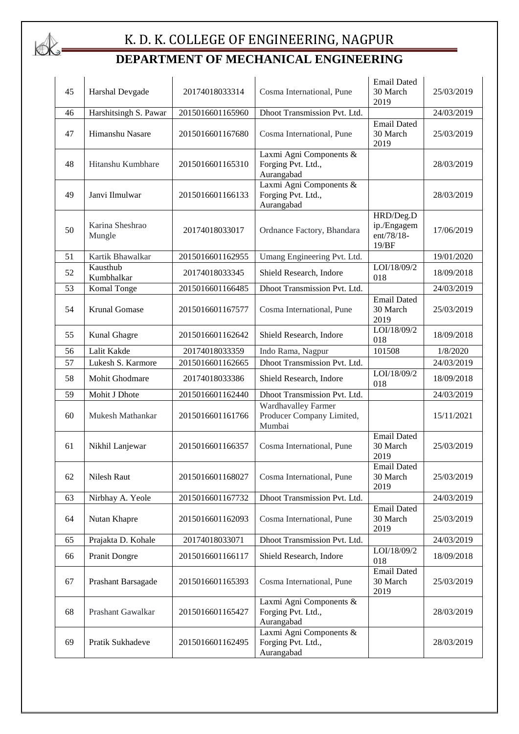# K. D. K. COLLEGE OF ENGINEERING, NAGPUR

## DEPARTMENT OF MECHANICAL ENGINEERING

| | | | | | |
|---|---|---|---|---|---|
| 45 | Harshal Devgade | 20174018033314 | Cosma International, Pune | Email Dated 30 March 2019 | 25/03/2019 |
| 46 | Harshitsingh S. Pawar | 2015016601165960 | Dhoot Transmission Pvt. Ltd. | | 24/03/2019 |
| 47 | Himanshu Nasare | 2015016601167680 | Cosma International, Pune | Email Dated 30 March 2019 | 25/03/2019 |
| 48 | Hitanshu Kumbhare | 2015016601165310 | Laxmi Agni Components & Forging Pvt. Ltd., Aurangabad | | 28/03/2019 |
| 49 | Janvi Ilmulwar | 2015016601166133 | Laxmi Agni Components & Forging Pvt. Ltd., Aurangabad | | 28/03/2019 |
| 50 | Karina Sheshrao Mungle | 20174018033017 | Ordnance Factory, Bhandara | HRD/Deg.Dip./Engagement/78/18-19/BF | 17/06/2019 |
| 51 | Kartik Bhawalkar | 2015016601162955 | Umang Engineering Pvt. Ltd. | | 19/01/2020 |
| 52 | Kausthub Kumbhalkar | 20174018033345 | Shield Research, Indore | LOI/18/09/2018 | 18/09/2018 |
| 53 | Komal Tonge | 2015016601166485 | Dhoot Transmission Pvt. Ltd. | | 24/03/2019 |
| 54 | Krunal Gomase | 2015016601167577 | Cosma International, Pune | Email Dated 30 March 2019 | 25/03/2019 |
| 55 | Kunal Ghagre | 2015016601162642 | Shield Research, Indore | LOI/18/09/2018 | 18/09/2018 |
| 56 | Lalit Kakde | 20174018033359 | Indo Rama, Nagpur | 101508 | 1/8/2020 |
| 57 | Lukesh S. Karmore | 2015016601162665 | Dhoot Transmission Pvt. Ltd. | | 24/03/2019 |
| 58 | Mohit Ghodmare | 20174018033386 | Shield Research, Indore | LOI/18/09/2018 | 18/09/2018 |
| 59 | Mohit J Dhote | 2015016601162440 | Dhoot Transmission Pvt. Ltd. | | 24/03/2019 |
| 60 | Mukesh Mathankar | 2015016601161766 | Wardhavalley Farmer Producer Company Limited, Mumbai | | 15/11/2021 |
| 61 | Nikhil Lanjewar | 2015016601166357 | Cosma International, Pune | Email Dated 30 March 2019 | 25/03/2019 |
| 62 | Nilesh Raut | 2015016601168027 | Cosma International, Pune | Email Dated 30 March 2019 | 25/03/2019 |
| 63 | Nirbhay A. Yeole | 2015016601167732 | Dhoot Transmission Pvt. Ltd. | | 24/03/2019 |
| 64 | Nutan Khapre | 2015016601162093 | Cosma International, Pune | Email Dated 30 March 2019 | 25/03/2019 |
| 65 | Prajakta D. Kohale | 20174018033071 | Dhoot Transmission Pvt. Ltd. | | 24/03/2019 |
| 66 | Pranit Dongre | 2015016601166117 | Shield Research, Indore | LOI/18/09/2018 | 18/09/2018 |
| 67 | Prashant Barsagade | 2015016601165393 | Cosma International, Pune | Email Dated 30 March 2019 | 25/03/2019 |
| 68 | Prashant Gawalkar | 2015016601165427 | Laxmi Agni Components & Forging Pvt. Ltd., Aurangabad | | 28/03/2019 |
| 69 | Pratik Sukhadeve | 2015016601162495 | Laxmi Agni Components & Forging Pvt. Ltd., Aurangabad | | 28/03/2019 |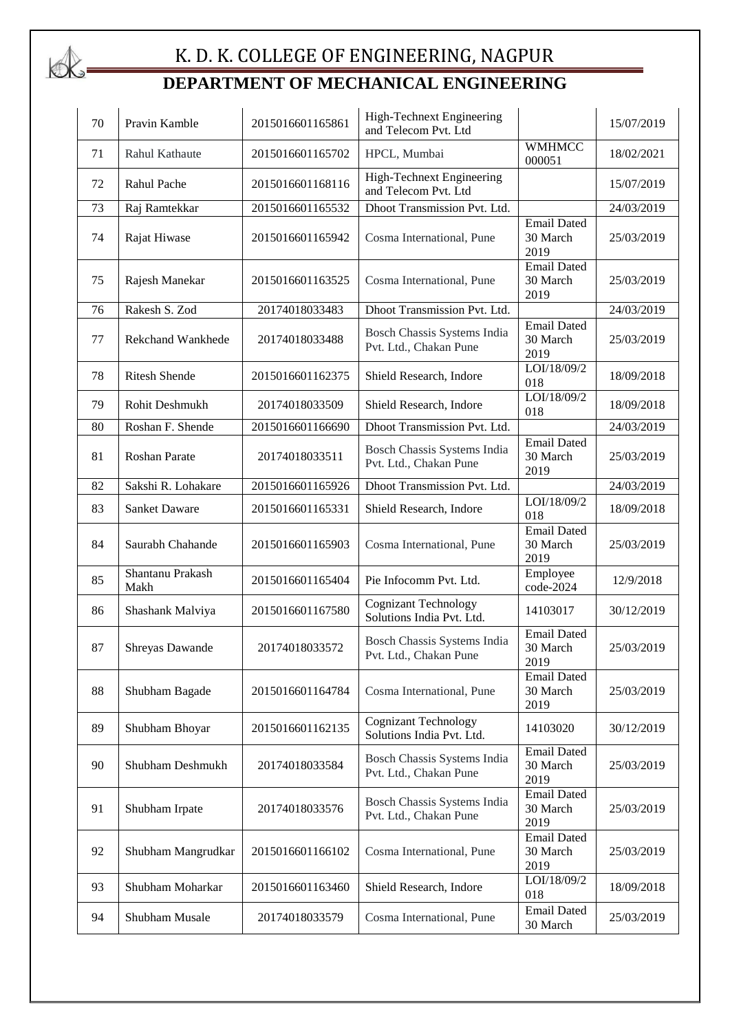# K. D. K. COLLEGE OF ENGINEERING, NAGPUR

## DEPARTMENT OF MECHANICAL ENGINEERING

| | | | | | |
|---|---|---|---|---|---|
| 70 | Pravin Kamble | 2015016601165861 | High-Technext Engineering and Telecom Pvt. Ltd | | 15/07/2019 |
| 71 | Rahul Kathaute | 2015016601165702 | HPCL, Mumbai | WMHMCC 000051 | 18/02/2021 |
| 72 | Rahul Pache | 2015016601168116 | High-Technext Engineering and Telecom Pvt. Ltd | | 15/07/2019 |
| 73 | Raj Ramtekkar | 2015016601165532 | Dhoot Transmission Pvt. Ltd. | | 24/03/2019 |
| 74 | Rajat Hiwase | 2015016601165942 | Cosma International, Pune | Email Dated 30 March 2019 | 25/03/2019 |
| 75 | Rajesh Manekar | 2015016601163525 | Cosma International, Pune | Email Dated 30 March 2019 | 25/03/2019 |
| 76 | Rakesh S. Zod | 20174018033483 | Dhoot Transmission Pvt. Ltd. | | 24/03/2019 |
| 77 | Rekchand Wankhede | 20174018033488 | Bosch Chassis Systems India Pvt. Ltd., Chakan Pune | Email Dated 30 March 2019 | 25/03/2019 |
| 78 | Ritesh Shende | 2015016601162375 | Shield Research, Indore | LOI/18/09/2018 | 18/09/2018 |
| 79 | Rohit Deshmukh | 20174018033509 | Shield Research, Indore | LOI/18/09/2018 | 18/09/2018 |
| 80 | Roshan F. Shende | 2015016601166690 | Dhoot Transmission Pvt. Ltd. | | 24/03/2019 |
| 81 | Roshan Parate | 20174018033511 | Bosch Chassis Systems India Pvt. Ltd., Chakan Pune | Email Dated 30 March 2019 | 25/03/2019 |
| 82 | Sakshi R. Lohakare | 2015016601165926 | Dhoot Transmission Pvt. Ltd. | | 24/03/2019 |
| 83 | Sanket Daware | 2015016601165331 | Shield Research, Indore | LOI/18/09/2018 | 18/09/2018 |
| 84 | Saurabh Chahande | 2015016601165903 | Cosma International, Pune | Email Dated 30 March 2019 | 25/03/2019 |
| 85 | Shantanu Prakash Makh | 2015016601165404 | Pie Infocomm Pvt. Ltd. | Employee code-2024 | 12/9/2018 |
| 86 | Shashank Malviya | 2015016601167580 | Cognizant Technology Solutions India Pvt. Ltd. | 14103017 | 30/12/2019 |
| 87 | Shreyas Dawande | 20174018033572 | Bosch Chassis Systems India Pvt. Ltd., Chakan Pune | Email Dated 30 March 2019 | 25/03/2019 |
| 88 | Shubham Bagade | 2015016601164784 | Cosma International, Pune | Email Dated 30 March 2019 | 25/03/2019 |
| 89 | Shubham Bhoyar | 2015016601162135 | Cognizant Technology Solutions India Pvt. Ltd. | 14103020 | 30/12/2019 |
| 90 | Shubham Deshmukh | 20174018033584 | Bosch Chassis Systems India Pvt. Ltd., Chakan Pune | Email Dated 30 March 2019 | 25/03/2019 |
| 91 | Shubham Irpate | 20174018033576 | Bosch Chassis Systems India Pvt. Ltd., Chakan Pune | Email Dated 30 March 2019 | 25/03/2019 |
| 92 | Shubham Mangrudkar | 2015016601166102 | Cosma International, Pune | Email Dated 30 March 2019 | 25/03/2019 |
| 93 | Shubham Moharkar | 2015016601163460 | Shield Research, Indore | LOI/18/09/2018 | 18/09/2018 |
| 94 | Shubham Musale | 20174018033579 | Cosma International, Pune | Email Dated 30 March | 25/03/2019 |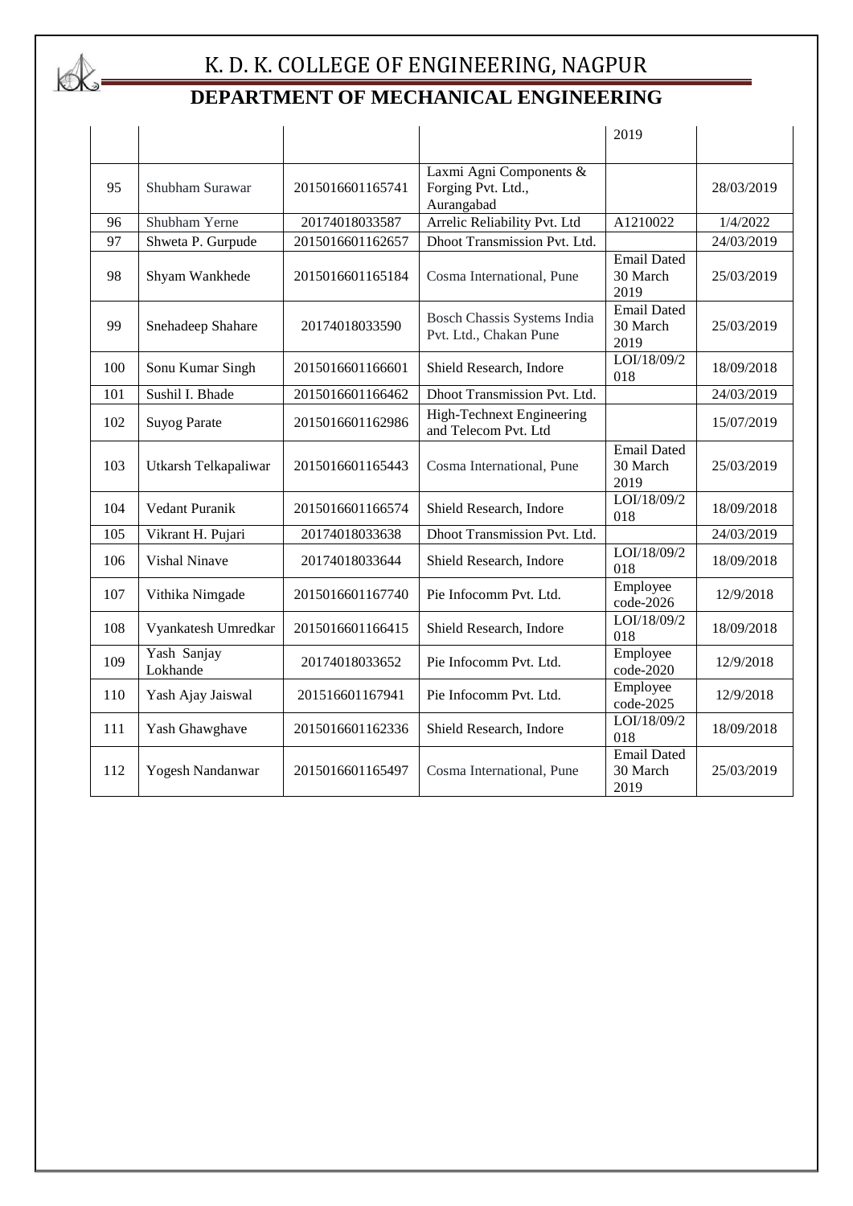# K. D. K. COLLEGE OF ENGINEERING, NAGPUR

## DEPARTMENT OF MECHANICAL ENGINEERING

| | | | | | |
|---|---|---|---|---|---|
| | | | | 2019 | |
| 95 | Shubham Surawar | 2015016601165741 | Laxmi Agni Components & Forging Pvt. Ltd., Aurangabad | | 28/03/2019 |
| 96 | Shubham Yerne | 20174018033587 | Arrelic Reliability Pvt. Ltd | A1210022 | 1/4/2022 |
| 97 | Shweta P. Gurpude | 2015016601162657 | Dhoot Transmission Pvt. Ltd. | | 24/03/2019 |
| 98 | Shyam Wankhede | 2015016601165184 | Cosma International, Pune | Email Dated 30 March 2019 | 25/03/2019 |
| 99 | Snehadeep Shahare | 20174018033590 | Bosch Chassis Systems India Pvt. Ltd., Chakan Pune | Email Dated 30 March 2019 | 25/03/2019 |
| 100 | Sonu Kumar Singh | 2015016601166601 | Shield Research, Indore | LOI/18/09/2018 | 18/09/2018 |
| 101 | Sushil I. Bhade | 2015016601166462 | Dhoot Transmission Pvt. Ltd. | | 24/03/2019 |
| 102 | Suyog Parate | 2015016601162986 | High-Technext Engineering and Telecom Pvt. Ltd | | 15/07/2019 |
| 103 | Utkarsh Telkapaliwar | 2015016601165443 | Cosma International, Pune | Email Dated 30 March 2019 | 25/03/2019 |
| 104 | Vedant Puranik | 2015016601166574 | Shield Research, Indore | LOI/18/09/2018 | 18/09/2018 |
| 105 | Vikrant H. Pujari | 20174018033638 | Dhoot Transmission Pvt. Ltd. | | 24/03/2019 |
| 106 | Vishal Ninave | 20174018033644 | Shield Research, Indore | LOI/18/09/2018 | 18/09/2018 |
| 107 | Vithika Nimgade | 2015016601167740 | Pie Infocomm Pvt. Ltd. | Employee code-2026 | 12/9/2018 |
| 108 | Vyankatesh Umredkar | 2015016601166415 | Shield Research, Indore | LOI/18/09/2018 | 18/09/2018 |
| 109 | Yash Sanjay Lokhande | 20174018033652 | Pie Infocomm Pvt. Ltd. | Employee code-2020 | 12/9/2018 |
| 110 | Yash Ajay Jaiswal | 201516601167941 | Pie Infocomm Pvt. Ltd. | Employee code-2025 | 12/9/2018 |
| 111 | Yash Ghawghave | 2015016601162336 | Shield Research, Indore | LOI/18/09/2018 | 18/09/2018 |
| 112 | Yogesh Nandanwar | 2015016601165497 | Cosma International, Pune | Email Dated 30 March 2019 | 25/03/2019 |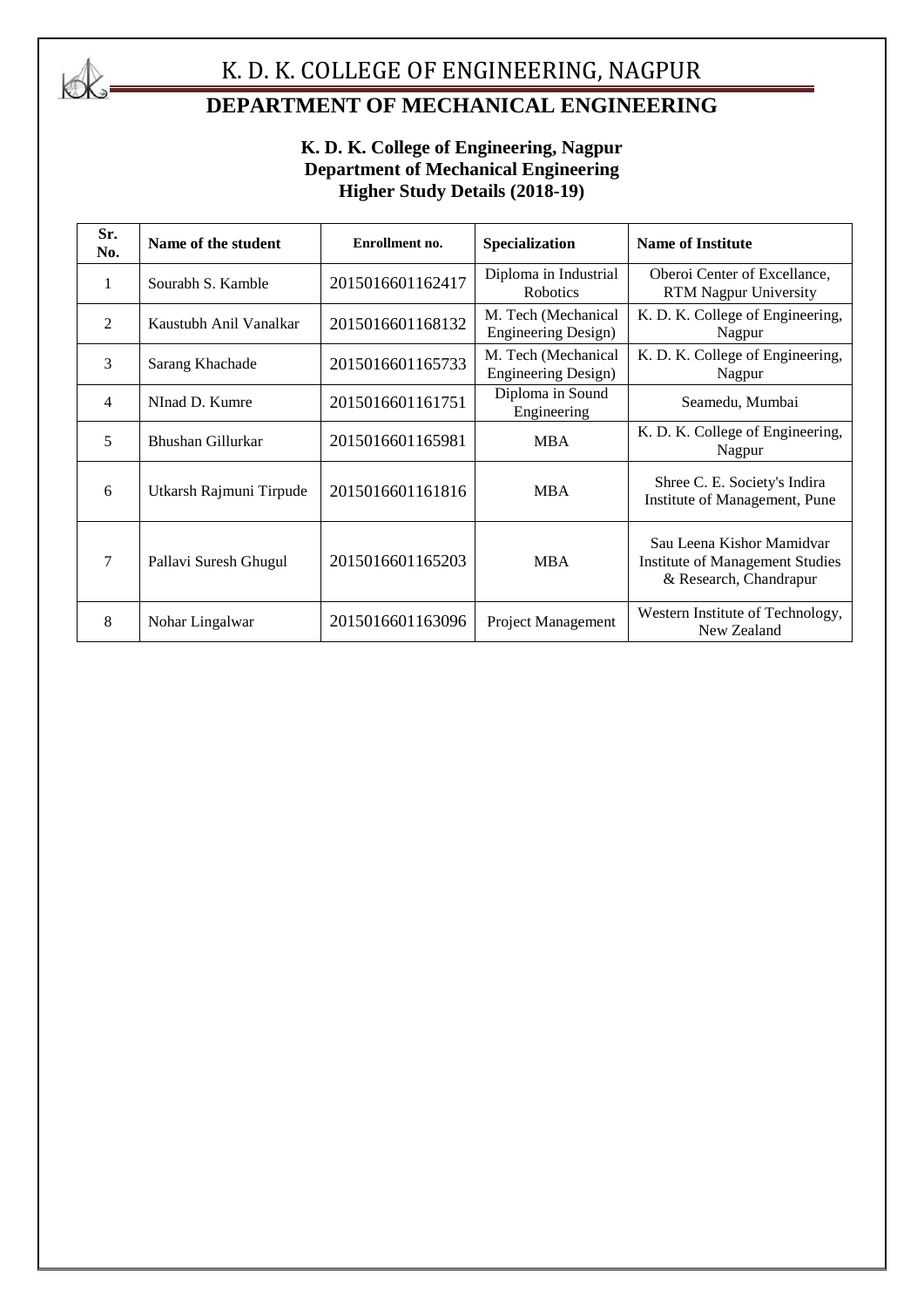**K. D. K. College of Engineering, Nagpur**
**Department of Mechanical Engineering**
**Higher Study Details (2018-19)**

| Sr. No. | Name of the student | Enrollment no. | Specialization | Name of Institute |
|---|---|---|---|---|
| 1 | Sourabh S. Kamble | 2015016601162417 | Diploma in Industrial Robotics | Oberoi Center of Excellance, RTM Nagpur University |
| 2 | Kaustubh Anil Vanalkar | 2015016601168132 | M. Tech (Mechanical Engineering Design) | K. D. K. College of Engineering, Nagpur |
| 3 | Sarang Khachade | 2015016601165733 | M. Tech (Mechanical Engineering Design) | K. D. K. College of Engineering, Nagpur |
| 4 | NInad D. Kumre | 2015016601161751 | Diploma in Sound Engineering | Seamedu, Mumbai |
| 5 | Bhushan Gillurkar | 2015016601165981 | MBA | K. D. K. College of Engineering, Nagpur |
| 6 | Utkarsh Rajmuni Tirpude | 2015016601161816 | MBA | Shree C. E. Society's Indira Institute of Management, Pune |
| 7 | Pallavi Suresh Ghugul | 2015016601165203 | MBA | Sau Leena Kishor Mamidvar Institute of Management Studies & Research, Chandrapur |
| 8 | Nohar Lingalwar | 2015016601163096 | Project Management | Western Institute of Technology, New Zealand |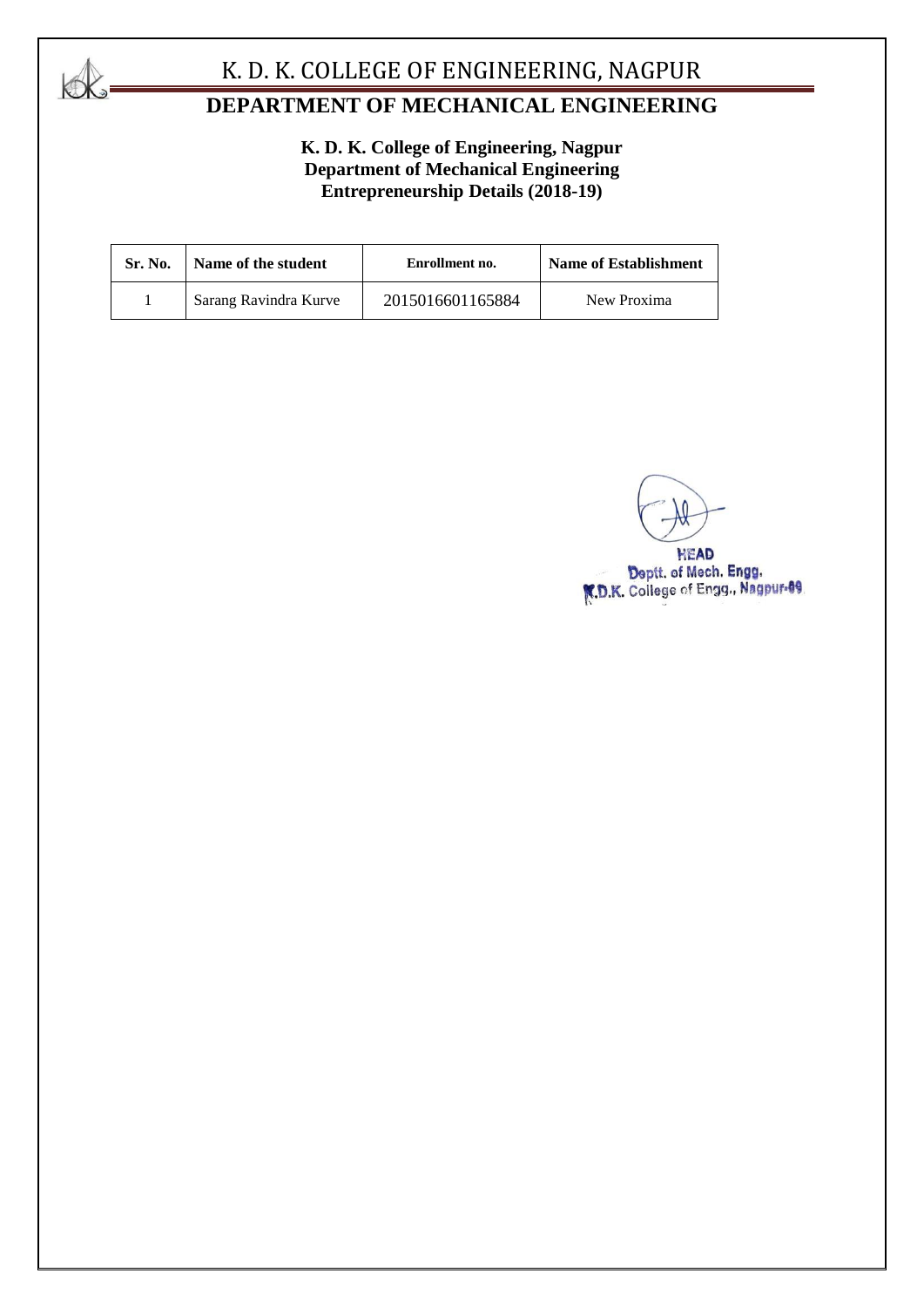# K. D. K. COLLEGE OF ENGINEERING, NAGPUR

## DEPARTMENT OF MECHANICAL ENGINEERING

**K. D. K. College of Engineering, Nagpur**
**Department of Mechanical Engineering**
**Entrepreneurship Details (2018-19)**

| Sr. No. | Name of the student | Enrollment no. | Name of Establishment |
|---|---|---|---|
| 1 | Sarang Ravindra Kurve | 2015016601165884 | New Proxima |

HEAD
Deptt. of Mech. Engg.
K.D.K. College of Engg., Nagpur-09